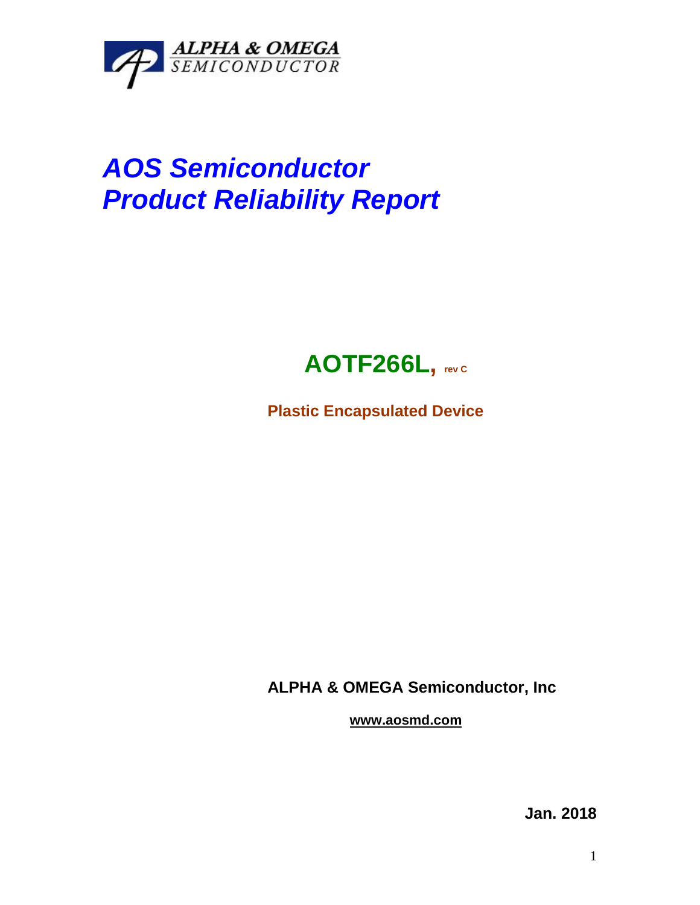ALPHA & OMEGA SEMICONDUCTOR

# *AOS Semiconductor*
# *Product Reliability Report*

## AOTF266L, rev C

**Plastic Encapsulated Device**

**ALPHA & OMEGA Semiconductor, Inc**

**www.aosmd.com**

**Jan. 2018**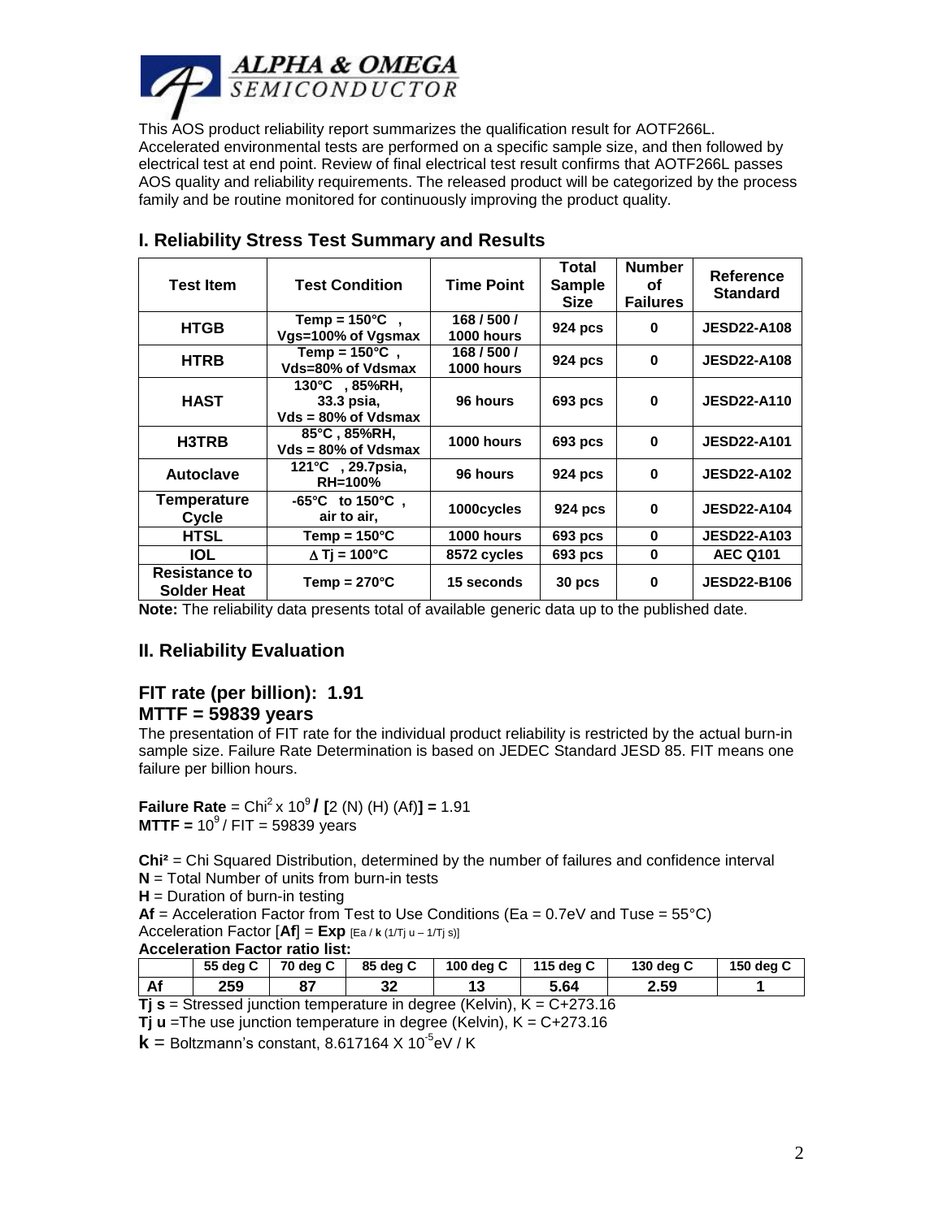This AOS product reliability report summarizes the qualification result for AOTF266L. Accelerated environmental tests are performed on a specific sample size, and then followed by electrical test at end point. Review of final electrical test result confirms that AOTF266L passes AOS quality and reliability requirements. The released product will be categorized by the process family and be routine monitored for continuously improving the product quality.

## I. Reliability Stress Test Summary and Results

| Test Item | Test Condition | Time Point | Total Sample Size | Number of Failures | Reference Standard |
|---|---|---|---|---|---|
| HTGB | Temp = 150°C , Vgs=100% of Vgsmax | 168 / 500 / 1000 hours | 924 pcs | 0 | JESD22-A108 |
| HTRB | Temp = 150°C , Vds=80% of Vdsmax | 168 / 500 / 1000 hours | 924 pcs | 0 | JESD22-A108 |
| HAST | 130°C , 85%RH, 33.3 psia, Vds = 80% of Vdsmax | 96 hours | 693 pcs | 0 | JESD22-A110 |
| H3TRB | 85°C , 85%RH, Vds = 80% of Vdsmax | 1000 hours | 693 pcs | 0 | JESD22-A101 |
| Autoclave | 121°C , 29.7psia, RH=100% | 96 hours | 924 pcs | 0 | JESD22-A102 |
| Temperature Cycle | -65°C to 150°C , air to air, | 1000cycles | 924 pcs | 0 | JESD22-A104 |
| HTSL | Temp = 150°C | 1000 hours | 693 pcs | 0 | JESD22-A103 |
| IOL | $\Delta$ Tj = 100°C | 8572 cycles | 693 pcs | 0 | AEC Q101 |
| Resistance to Solder Heat | Temp = 270°C | 15 seconds | 30 pcs | 0 | JESD22-B106 |

**Note:** The reliability data presents total of available generic data up to the published date.

## II. Reliability Evaluation

### FIT rate (per billion): 1.91
### MTTF = 59839 years

The presentation of FIT rate for the individual product reliability is restricted by the actual burn-in sample size. Failure Rate Determination is based on JEDEC Standard JESD 85. FIT means one failure per billion hours.

**Failure Rate** = $Chi^2 \times 10^9$ **/ [**2 (N) (H) (Af)**] =** 1.91
**MTTF =** $10^9$ / FIT = 59839 years

**Chi²** = Chi Squared Distribution, determined by the number of failures and confidence interval
**N** = Total Number of units from burn-in tests
**H** = Duration of burn-in testing
**Af** = Acceleration Factor from Test to Use Conditions (Ea = 0.7eV and Tuse = 55°C)
Acceleration Factor [**Af**] = **Exp** [Ea / **k** (1/Tj u – 1/Tj s)]

**Acceleration Factor ratio list:**

| | 55 deg C | 70 deg C | 85 deg C | 100 deg C | 115 deg C | 130 deg C | 150 deg C |
|---|---|---|---|---|---|---|---|
| Af | 259 | 87 | 32 | 13 | 5.64 | 2.59 | 1 |

**Tj s** = Stressed junction temperature in degree (Kelvin), K = C+273.16
**Tj u** =The use junction temperature in degree (Kelvin), K = C+273.16
**k** = Boltzmann's constant, $8.617164 \times 10^{-5}$eV / K